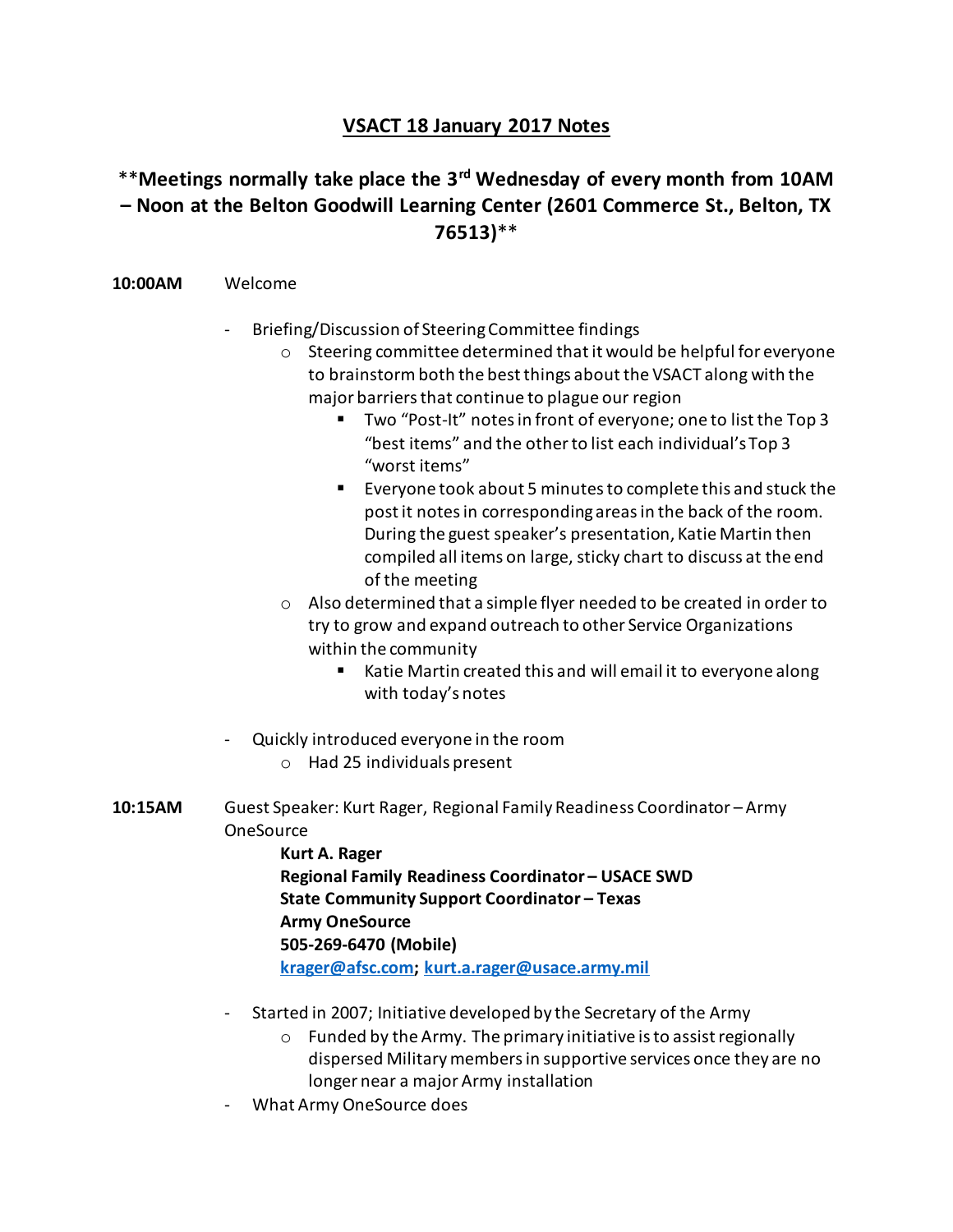# VSACT 18 January 2017 Notes

## **Meetings normally take place the 3rd Wednesday of every month from 10AM – Noon at the Belton Goodwill Learning Center (2601 Commerce St., Belton, TX 76513)**

**10:00AM** Welcome

- Briefing/Discussion of Steering Committee findings
  - Steering committee determined that it would be helpful for everyone to brainstorm both the best things about the VSACT along with the major barriers that continue to plague our region
    - Two "Post-It" notes in front of everyone; one to list the Top 3 "best items" and the other to list each individual's Top 3 "worst items"
    - Everyone took about 5 minutes to complete this and stuck the post it notes in corresponding areas in the back of the room. During the guest speaker's presentation, Katie Martin then compiled all items on large, sticky chart to discuss at the end of the meeting
  - Also determined that a simple flyer needed to be created in order to try to grow and expand outreach to other Service Organizations within the community
    - Katie Martin created this and will email it to everyone along with today's notes

- Quickly introduced everyone in the room
  - Had 25 individuals present

**10:15AM** Guest Speaker: Kurt Rager, Regional Family Readiness Coordinator – Army OneSource

**Kurt A. Rager**
**Regional Family Readiness Coordinator – USACE SWD**
**State Community Support Coordinator – Texas**
**Army OneSource**
**505-269-6470 (Mobile)**
**krager@afsc.com; kurt.a.rager@usace.army.mil**

- Started in 2007; Initiative developed by the Secretary of the Army
  - Funded by the Army. The primary initiative is to assist regionally dispersed Military members in supportive services once they are no longer near a major Army installation
- What Army OneSource does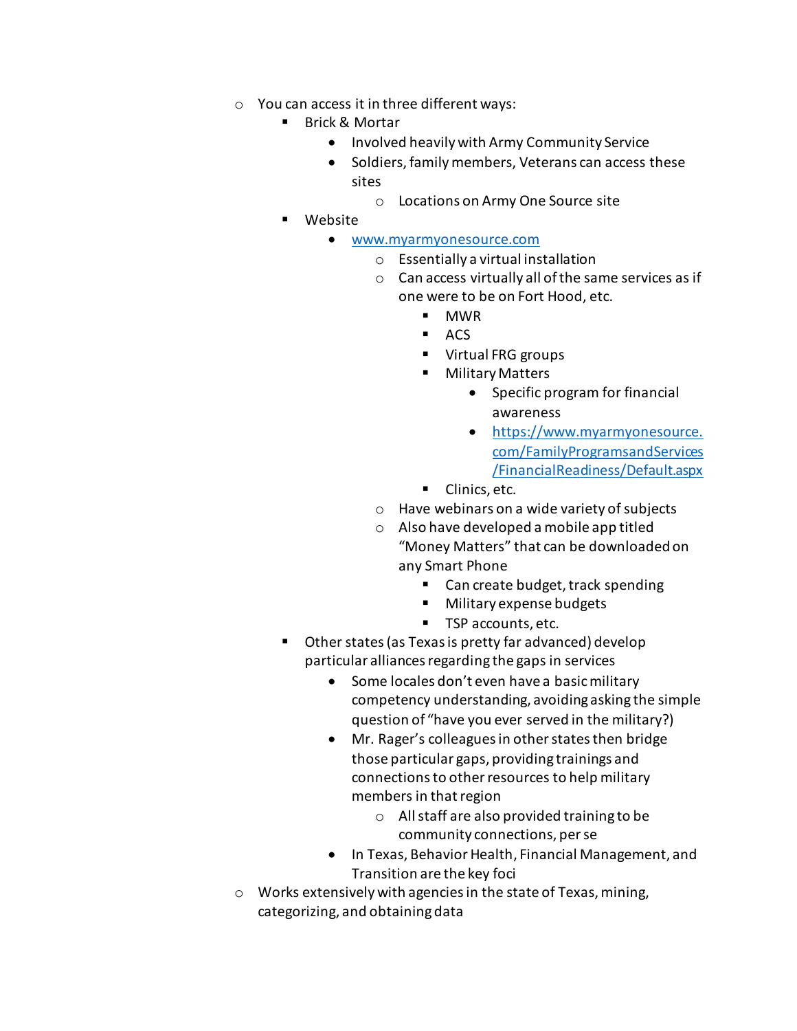- You can access it in three different ways:
  - Brick & Mortar
    - Involved heavily with Army Community Service
    - Soldiers, family members, Veterans can access these sites
      - Locations on Army One Source site
  - Website
    - [www.myarmyonesource.com](http://www.myarmyonesource.com)
      - Essentially a virtual installation
      - Can access virtually all of the same services as if one were to be on Fort Hood, etc.
        - MWR
        - ACS
        - Virtual FRG groups
        - Military Matters
          - Specific program for financial awareness
          - [https://www.myarmyonesource.com/FamilyProgramsandServices/FinancialReadiness/Default.aspx](https://www.myarmyonesource.com/FamilyProgramsandServices/FinancialReadiness/Default.aspx)
        - Clinics, etc.
      - Have webinars on a wide variety of subjects
      - Also have developed a mobile app titled "Money Matters" that can be downloaded on any Smart Phone
        - Can create budget, track spending
        - Military expense budgets
        - TSP accounts, etc.
  - Other states (as Texas is pretty far advanced) develop particular alliances regarding the gaps in services
    - Some locales don't even have a basic military competency understanding, avoiding asking the simple question of "have you ever served in the military?)
    - Mr. Rager's colleagues in other states then bridge those particular gaps, providing trainings and connections to other resources to help military members in that region
      - All staff are also provided training to be community connections, per se
    - In Texas, Behavior Health, Financial Management, and Transition are the key foci
- Works extensively with agencies in the state of Texas, mining, categorizing, and obtaining data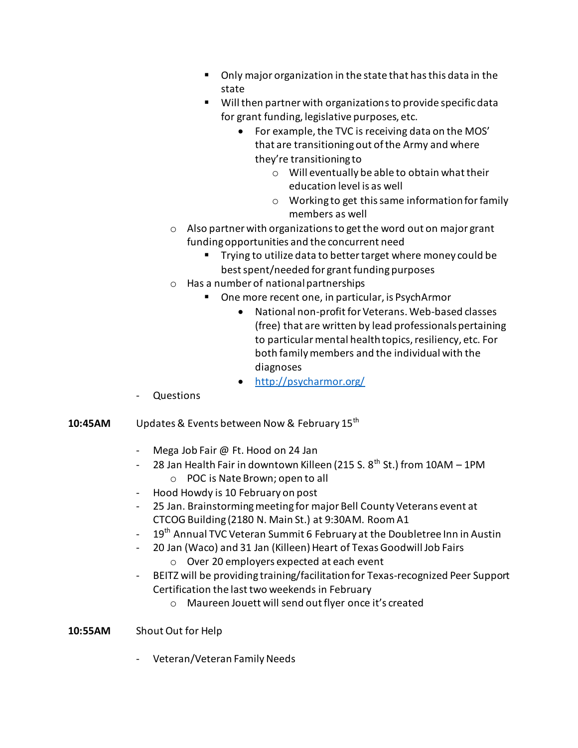- Only major organization in the state that has this data in the state
            - Will then partner with organizations to provide specific data for grant funding, legislative purposes, etc.
                - For example, the TVC is receiving data on the MOS' that are transitioning out of the Army and where they're transitioning to
                    - Will eventually be able to obtain what their education level is as well
                    - Working to get this same information for family members as well
        - Also partner with organizations to get the word out on major grant funding opportunities and the concurrent need
            - Trying to utilize data to better target where money could be best spent/needed for grant funding purposes
        - Has a number of national partnerships
            - One more recent one, in particular, is PsychArmor
                - National non-profit for Veterans. Web-based classes (free) that are written by lead professionals pertaining to particular mental health topics, resiliency, etc. For both family members and the individual with the diagnoses
                - [http://psycharmor.org/](http://psycharmor.org/)
- Questions

**10:45AM** Updates & Events between Now & February 15th

- Mega Job Fair @ Ft. Hood on 24 Jan
- 28 Jan Health Fair in downtown Killeen (215 S. 8th St.) from 10AM – 1PM
    - POC is Nate Brown; open to all
- Hood Howdy is 10 February on post
- 25 Jan. Brainstorming meeting for major Bell County Veterans event at CTCOG Building (2180 N. Main St.) at 9:30AM. Room A1
- 19th Annual TVC Veteran Summit 6 February at the Doubletree Inn in Austin
- 20 Jan (Waco) and 31 Jan (Killeen) Heart of Texas Goodwill Job Fairs
    - Over 20 employers expected at each event
- BEITZ will be providing training/facilitation for Texas-recognized Peer Support Certification the last two weekends in February
    - Maureen Jouett will send out flyer once it's created

**10:55AM** Shout Out for Help

- Veteran/Veteran Family Needs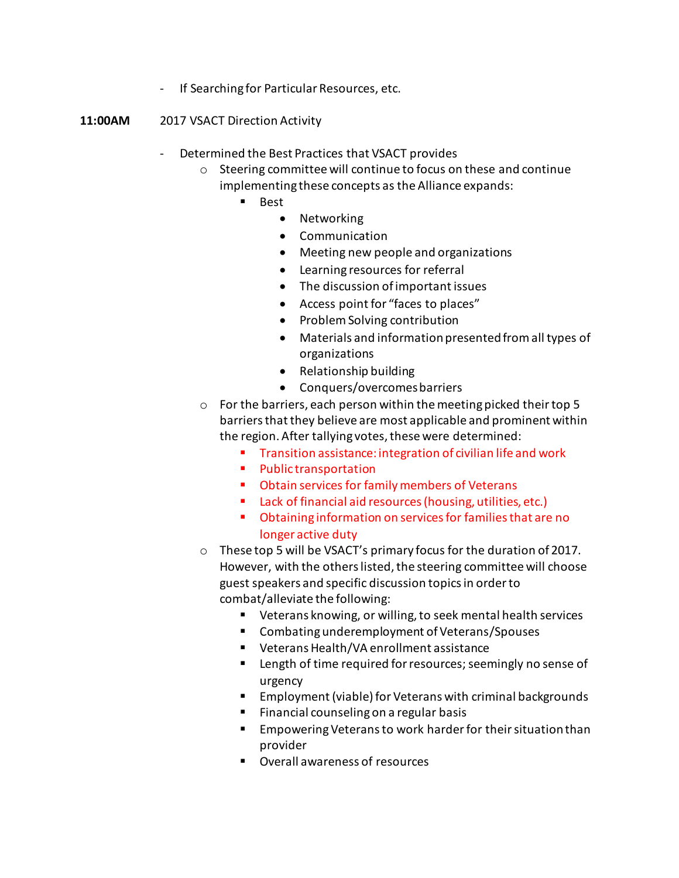- If Searching for Particular Resources, etc.

**11:00AM** 2017 VSACT Direction Activity

- Determined the Best Practices that VSACT provides
  - Steering committee will continue to focus on these and continue implementing these concepts as the Alliance expands:
    - Best
      - Networking
      - Communication
      - Meeting new people and organizations
      - Learning resources for referral
      - The discussion of important issues
      - Access point for "faces to places"
      - Problem Solving contribution
      - Materials and information presented from all types of organizations
      - Relationship building
      - Conquers/overcomes barriers
  - For the barriers, each person within the meeting picked their top 5 barriers that they believe are most applicable and prominent within the region. After tallying votes, these were determined:
    - Transition assistance: integration of civilian life and work
    - Public transportation
    - Obtain services for family members of Veterans
    - Lack of financial aid resources (housing, utilities, etc.)
    - Obtaining information on services for families that are no longer active duty
  - These top 5 will be VSACT's primary focus for the duration of 2017. However, with the others listed, the steering committee will choose guest speakers and specific discussion topics in order to combat/alleviate the following:
    - Veterans knowing, or willing, to seek mental health services
    - Combating underemployment of Veterans/Spouses
    - Veterans Health/VA enrollment assistance
    - Length of time required for resources; seemingly no sense of urgency
    - Employment (viable) for Veterans with criminal backgrounds
    - Financial counseling on a regular basis
    - Empowering Veterans to work harder for their situation than provider
    - Overall awareness of resources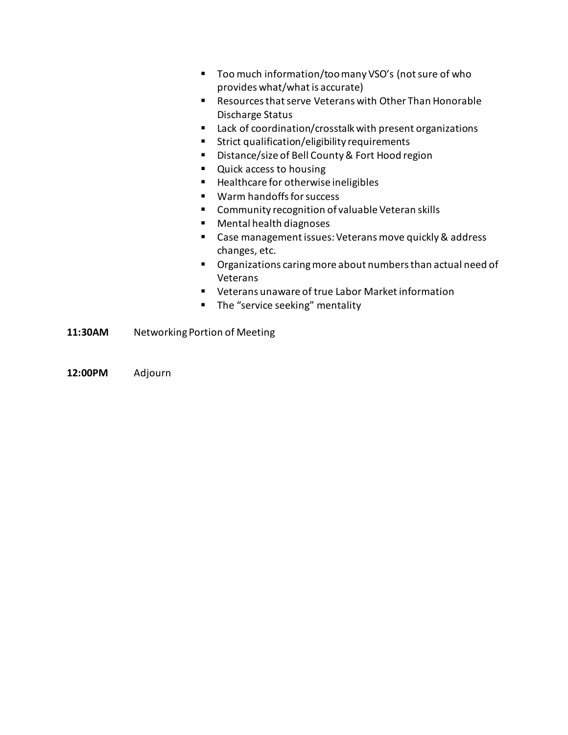- Too much information/too many VSO's (not sure of who provides what/what is accurate)
- Resources that serve Veterans with Other Than Honorable Discharge Status
- Lack of coordination/crosstalk with present organizations
- Strict qualification/eligibility requirements
- Distance/size of Bell County & Fort Hood region
- Quick access to housing
- Healthcare for otherwise ineligibles
- Warm handoffs for success
- Community recognition of valuable Veteran skills
- Mental health diagnoses
- Case management issues: Veterans move quickly & address changes, etc.
- Organizations caring more about numbers than actual need of Veterans
- Veterans unaware of true Labor Market information
- The "service seeking" mentality

**11:30AM** Networking Portion of Meeting

**12:00PM** Adjourn